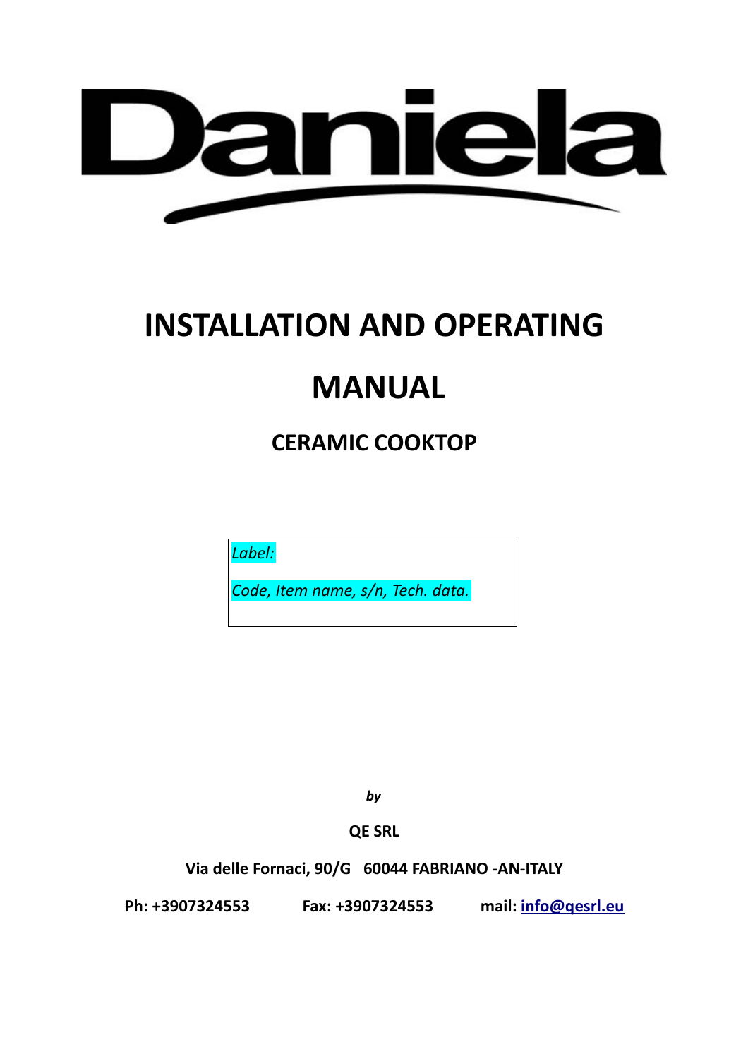# Daniela

# INSTALLATION AND OPERATING MANUAL

## CERAMIC COOKTOP

*Label:*

*Code, Item name, s/n, Tech. data.*

***by***

**QE SRL**

**Via delle Fornaci, 90/G 60044 FABRIANO -AN-ITALY**

**Ph: +3907324553 Fax: +3907324553 mail: info@qesrl.eu**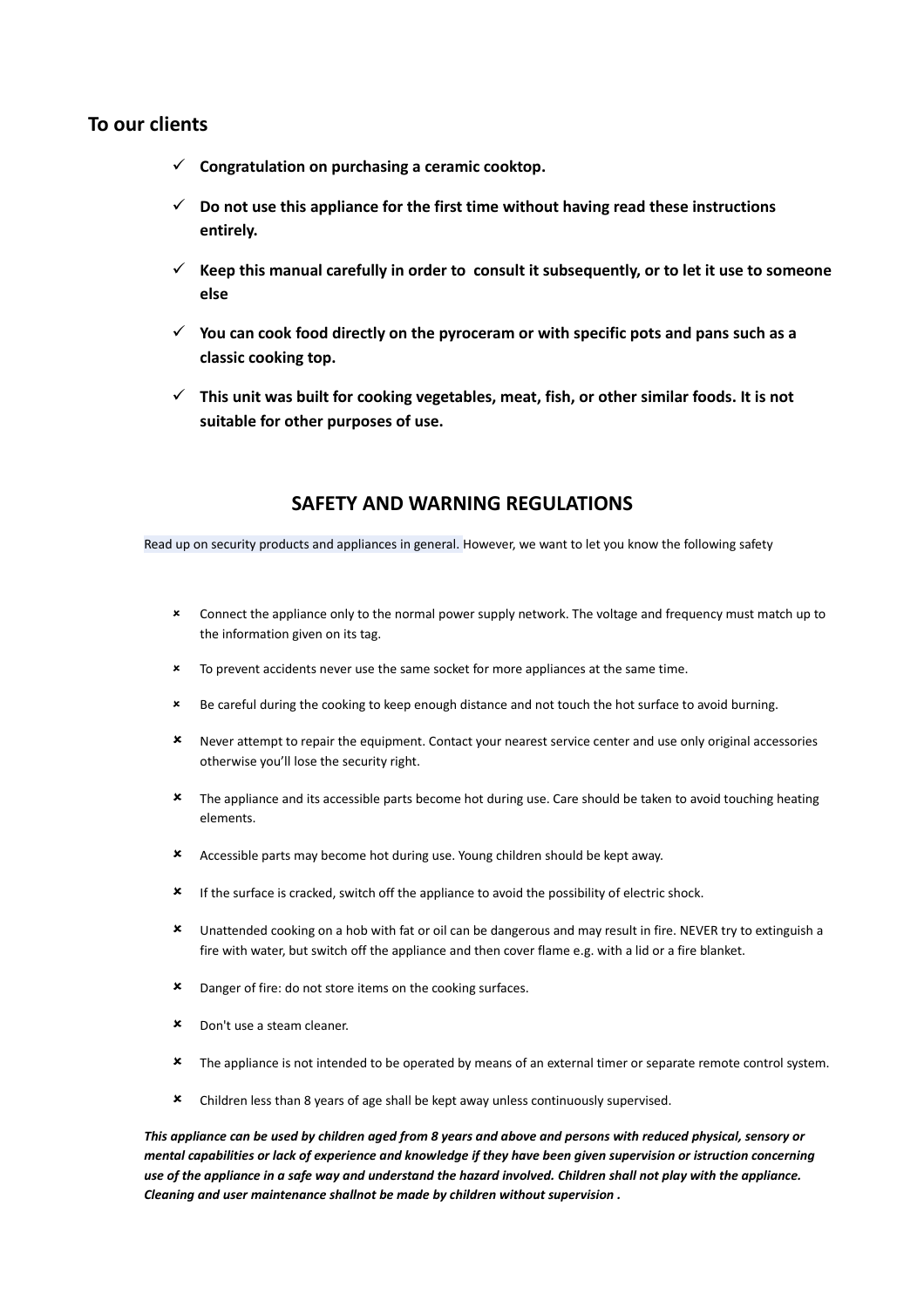## To our clients

- **Congratulation on purchasing a ceramic cooktop.**
- **Do not use this appliance for the first time without having read these instructions entirely.**
- **Keep this manual carefully in order to  consult it subsequently, or to let it use to someone else**
- **You can cook food directly on the pyroceram or with specific pots and pans such as a classic cooking top.**
- **This unit was built for cooking vegetables, meat, fish, or other similar foods. It is not suitable for other purposes of use.**

## SAFETY AND WARNING REGULATIONS

Read up on security products and appliances in general. However, we want to let you know the following safety

- Connect the appliance only to the normal power supply network. The voltage and frequency must match up to the information given on its tag.
- To prevent accidents never use the same socket for more appliances at the same time.
- Be careful during the cooking to keep enough distance and not touch the hot surface to avoid burning.
- Never attempt to repair the equipment. Contact your nearest service center and use only original accessories otherwise you'll lose the security right.
- The appliance and its accessible parts become hot during use. Care should be taken to avoid touching heating elements.
- Accessible parts may become hot during use. Young children should be kept away.
- If the surface is cracked, switch off the appliance to avoid the possibility of electric shock.
- Unattended cooking on a hob with fat or oil can be dangerous and may result in fire. NEVER try to extinguish a fire with water, but switch off the appliance and then cover flame e.g. with a lid or a fire blanket.
- Danger of fire: do not store items on the cooking surfaces.
- Don't use a steam cleaner.
- The appliance is not intended to be operated by means of an external timer or separate remote control system.
- Children less than 8 years of age shall be kept away unless continuously supervised.

***This appliance can be used by children aged from 8 years and above and persons with reduced physical, sensory or mental capabilities or lack of experience and knowledge if they have been given supervision or istruction concerning use of the appliance in a safe way and understand the hazard involved. Children shall not play with the appliance. Cleaning and user maintenance shallnot be made by children without supervision .***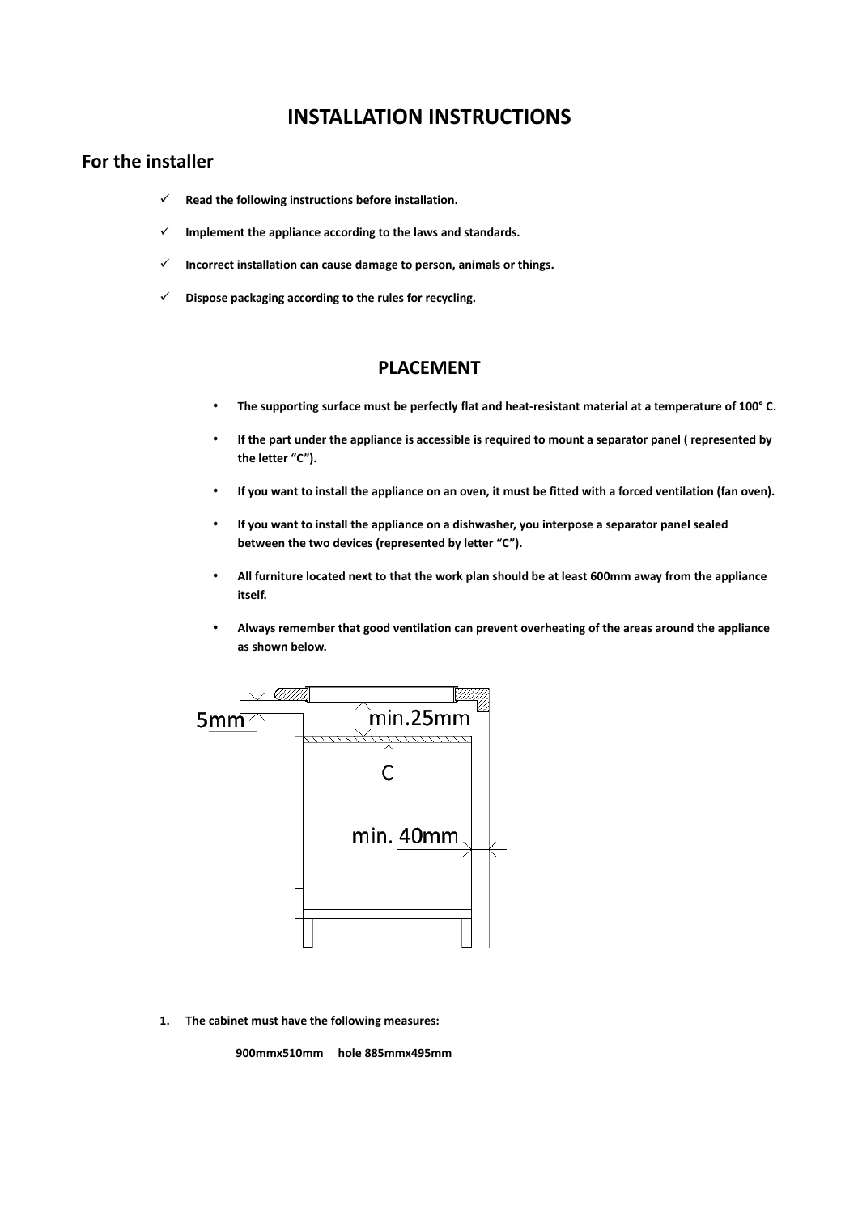# INSTALLATION INSTRUCTIONS

## For the installer

- ✓ **Read the following instructions before installation.**
- ✓ **Implement the appliance according to the laws and standards.**
- ✓ **Incorrect installation can cause damage to person, animals or things.**
- ✓ **Dispose packaging according to the rules for recycling.**

## PLACEMENT

- **The supporting surface must be perfectly flat and heat-resistant material at a temperature of 100° C.**
- **If the part under the appliance is accessible is required to mount a separator panel ( represented by the letter "C").**
- **If you want to install the appliance on an oven, it must be fitted with a forced ventilation (fan oven).**
- **If you want to install the appliance on a dishwasher, you interpose a separator panel sealed between the two devices (represented by letter "C").**
- **All furniture located next to that the work plan should be at least 600mm away from the appliance itself.**
- **Always remember that good ventilation can prevent overheating of the areas around the appliance as shown below.**

5mm

min.25mm

C

min. 40mm

1. **The cabinet must have the following measures:**

   **900mmx510mm hole 885mmx495mm**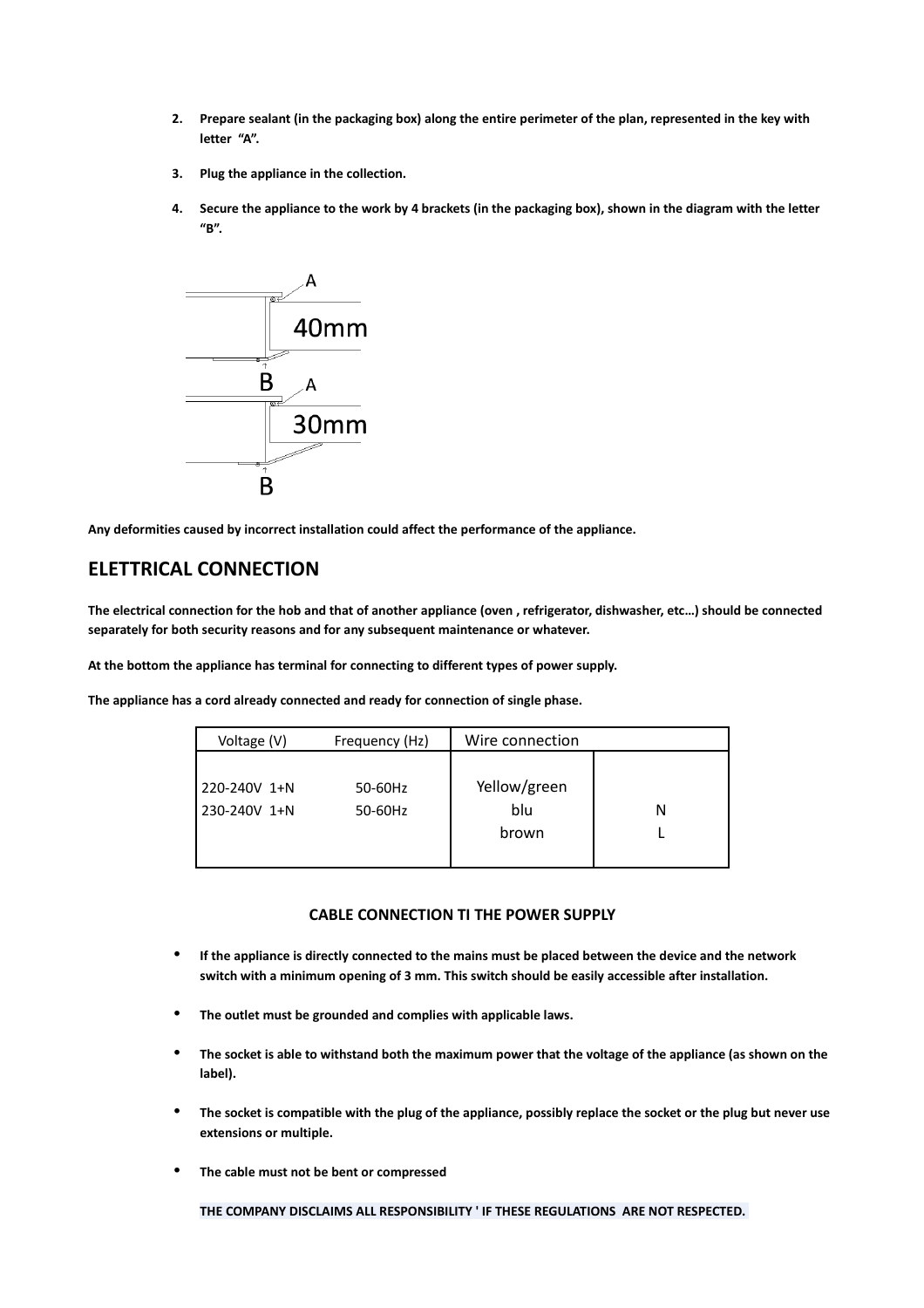2. **Prepare sealant (in the packaging box) along the entire perimeter of the plan, represented in the key with letter "A".**

3. **Plug the appliance in the collection.**

4. **Secure the appliance to the work by 4 brackets (in the packaging box), shown in the diagram with the letter "B".**

A

40mm

B A

30mm

B

**Any deformities caused by incorrect installation could affect the performance of the appliance.**

## ELETTRICAL CONNECTION

**The electrical connection for the hob and that of another appliance (oven , refrigerator, dishwasher, etc…) should be connected separately for both security reasons and for any subsequent maintenance or whatever.**

**At the bottom the appliance has terminal for connecting to different types of power supply.**

**The appliance has a cord already connected and ready for connection of single phase.**

| Voltage (V) | Frequency (Hz) | Wire connection | |
|---|---|---|---|
| 220-240V 1+N<br>230-240V 1+N | 50-60Hz<br>50-60Hz | Yellow/green<br>blu<br>brown | <br>N<br>L |

**CABLE CONNECTION TI THE POWER SUPPLY**

- **If the appliance is directly connected to the mains must be placed between the device and the network switch with a minimum opening of 3 mm. This switch should be easily accessible after installation.**
- **The outlet must be grounded and complies with applicable laws.**
- **The socket is able to withstand both the maximum power that the voltage of the appliance (as shown on the label).**
- **The socket is compatible with the plug of the appliance, possibly replace the socket or the plug but never use extensions or multiple.**
- **The cable must not be bent or compressed**

**THE COMPANY DISCLAIMS ALL RESPONSIBILITY ' IF THESE REGULATIONS ARE NOT RESPECTED.**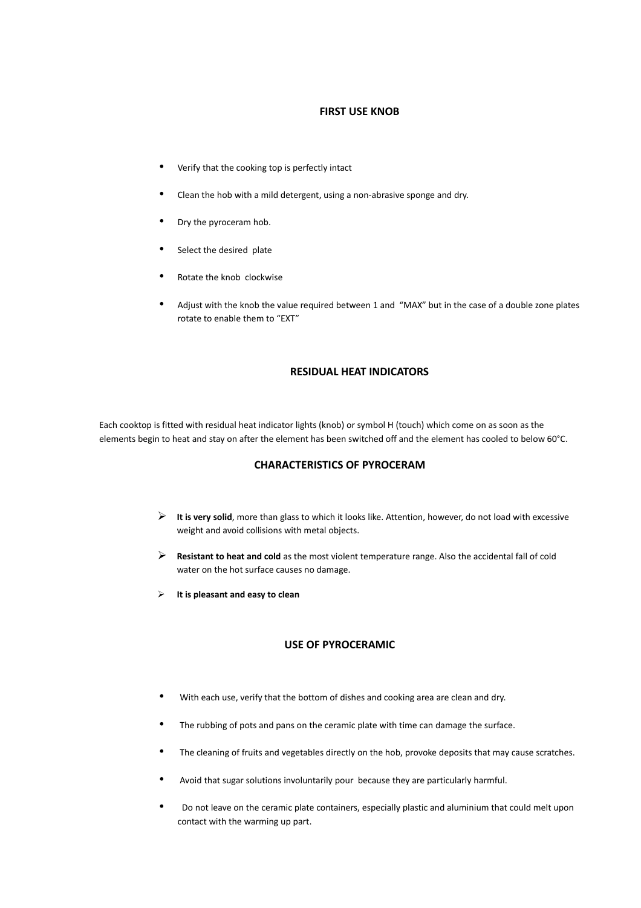## FIRST USE KNOB

- Verify that the cooking top is perfectly intact
- Clean the hob with a mild detergent, using a non-abrasive sponge and dry.
- Dry the pyroceram hob.
- Select the desired plate
- Rotate the knob clockwise
- Adjust with the knob the value required between 1 and "MAX" but in the case of a double zone plates rotate to enable them to "EXT"

## RESIDUAL HEAT INDICATORS

Each cooktop is fitted with residual heat indicator lights (knob) or symbol H (touch) which come on as soon as the elements begin to heat and stay on after the element has been switched off and the element has cooled to below 60°C.

## CHARACTERISTICS OF PYROCERAM

- **It is very solid**, more than glass to which it looks like. Attention, however, do not load with excessive weight and avoid collisions with metal objects.
- **Resistant to heat and cold** as the most violent temperature range. Also the accidental fall of cold water on the hot surface causes no damage.
- **It is pleasant and easy to clean**

## USE OF PYROCERAMIC

- With each use, verify that the bottom of dishes and cooking area are clean and dry.
- The rubbing of pots and pans on the ceramic plate with time can damage the surface.
- The cleaning of fruits and vegetables directly on the hob, provoke deposits that may cause scratches.
- Avoid that sugar solutions involuntarily pour because they are particularly harmful.
- Do not leave on the ceramic plate containers, especially plastic and aluminium that could melt upon contact with the warming up part.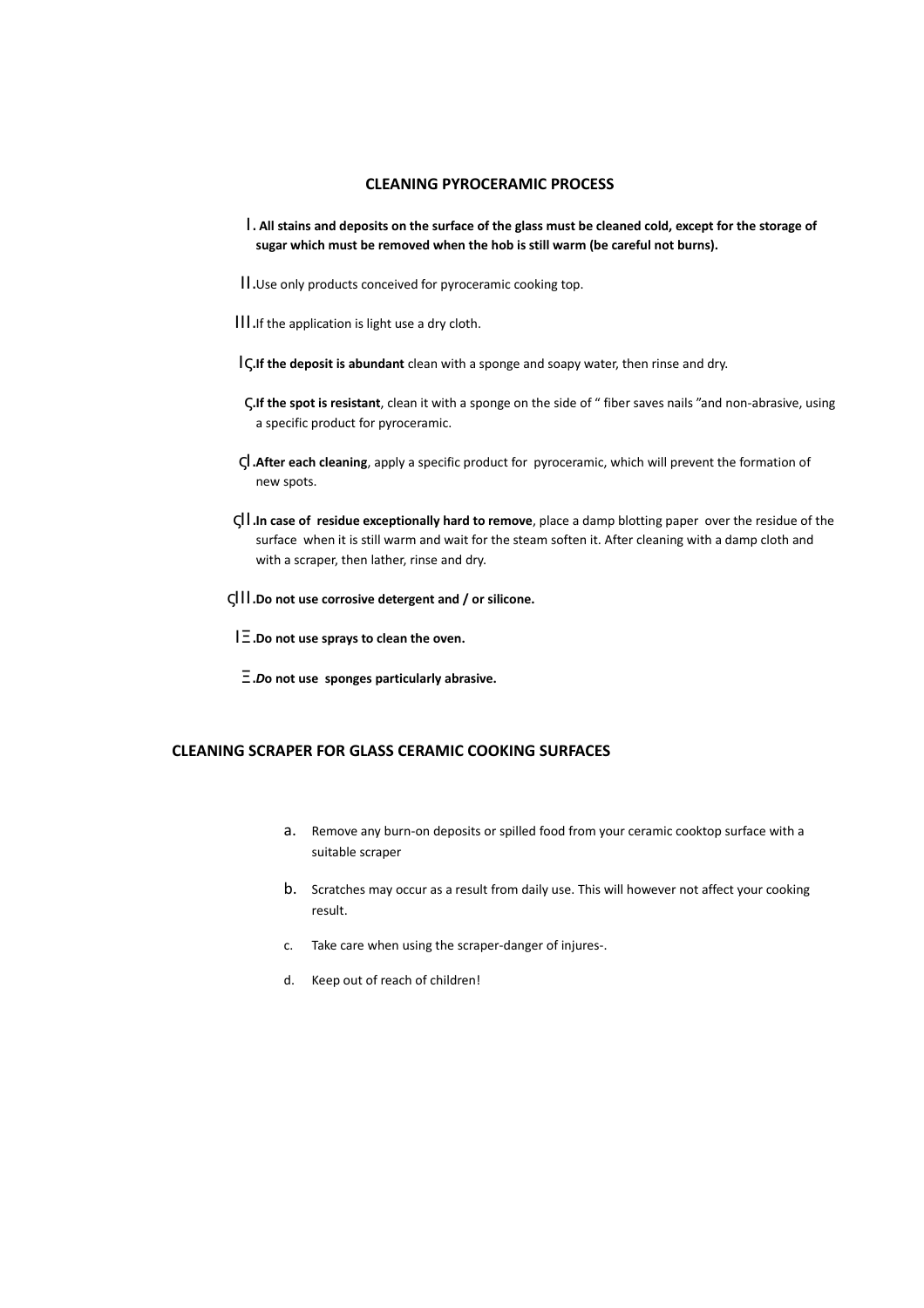## CLEANING PYROCERAMIC PROCESS

Ⅰ. **All stains and deposits on the surface of the glass must be cleaned cold, except for the storage of sugar which must be removed when the hob is still warm (be careful not burns).**

Ⅱ.Use only products conceived for pyroceramic cooking top.

Ⅲ.If the application is light use a dry cloth.

IÇ.**If the deposit is abundant** clean with a sponge and soapy water, then rinse and dry.

Ç.**If the spot is resistant**, clean it with a sponge on the side of " fiber saves nails "and non-abrasive, using a specific product for pyroceramic.

ÇI.**After each cleaning**, apply a specific product for pyroceramic, which will prevent the formation of new spots.

ÇII.**In case of residue exceptionally hard to remove**, place a damp blotting paper over the residue of the surface when it is still warm and wait for the steam soften it. After cleaning with a damp cloth and with a scraper, then lather, rinse and dry.

ÇIII.**Do not use corrosive detergent and / or silicone.**

IΞ.**Do not use sprays to clean the oven.**

Ξ.***Do* not use sponges particularly abrasive.**

## CLEANING SCRAPER FOR GLASS CERAMIC COOKING SURFACES

a. Remove any burn-on deposits or spilled food from your ceramic cooktop surface with a suitable scraper

b. Scratches may occur as a result from daily use. This will however not affect your cooking result.

c. Take care when using the scraper-danger of injures-.

d. Keep out of reach of children!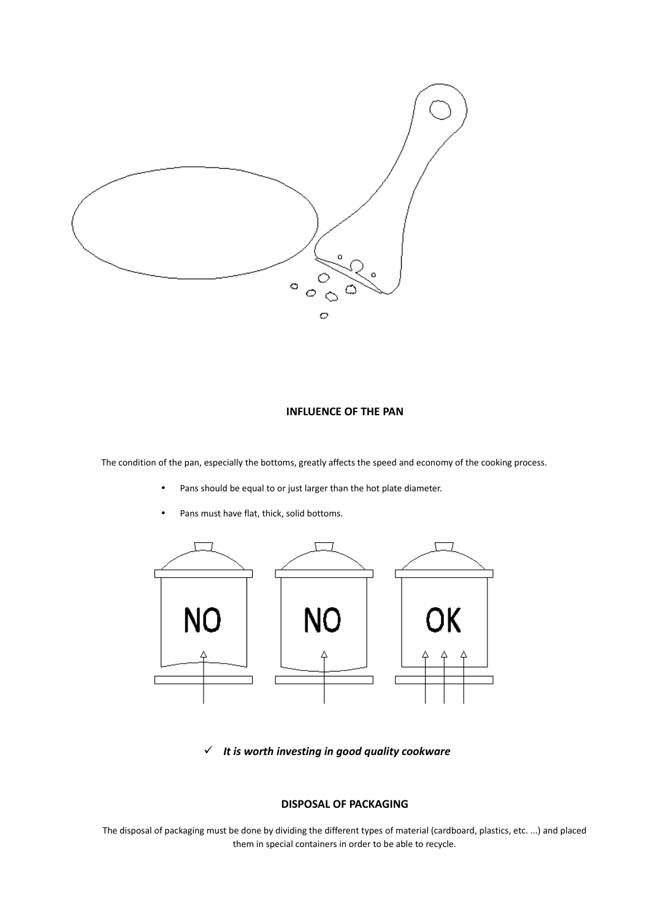## INFLUENCE OF THE PAN

The condition of the pan, especially the bottoms, greatly affects the speed and economy of the cooking process.

- Pans should be equal to or just larger than the hot plate diameter.
- Pans must have flat, thick, solid bottoms.

✓ ***It is worth investing in good quality cookware***

## DISPOSAL OF PACKAGING

The disposal of packaging must be done by dividing the different types of material (cardboard, plastics, etc. ...) and placed them in special containers in order to be able to recycle.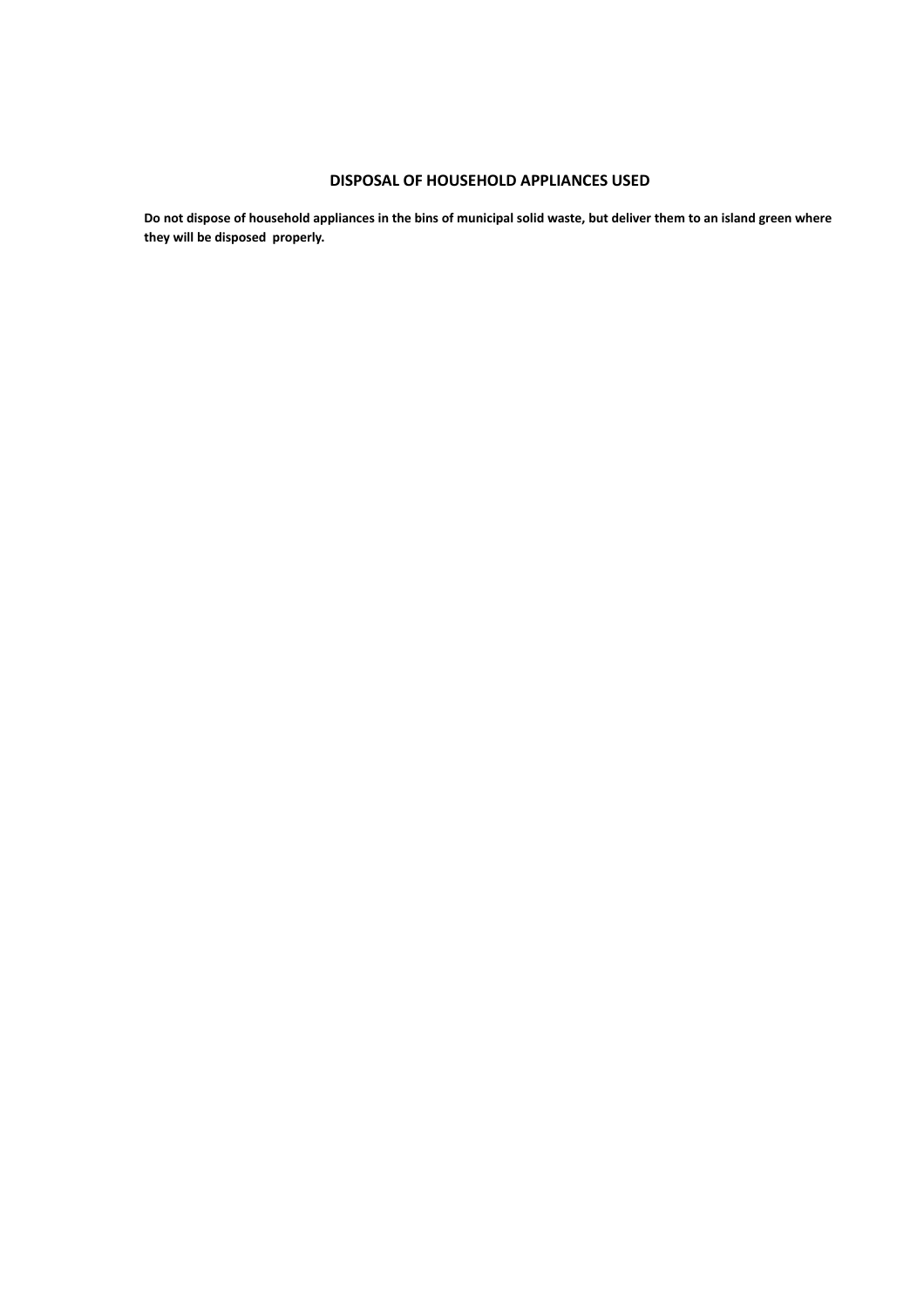## DISPOSAL OF HOUSEHOLD APPLIANCES USED

**Do not dispose of household appliances in the bins of municipal solid waste, but deliver them to an island green where they will be disposed properly.**